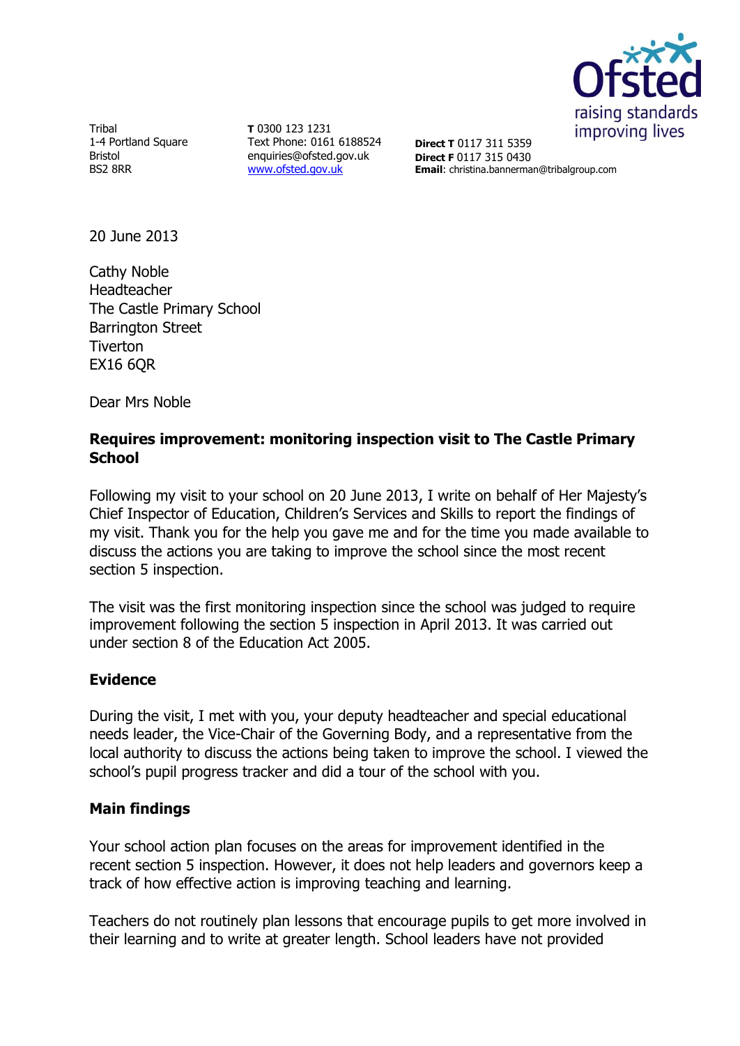Tribal
1-4 Portland Square
Bristol
BS2 8RR

**T** 0300 123 1231
Text Phone: 0161 6188524
enquiries@ofsted.gov.uk
www.ofsted.gov.uk

**Direct T** 0117 311 5359
**Direct F** 0117 315 0430
**Email**: christina.bannerman@tribalgroup.com

20 June 2013

Cathy Noble
Headteacher
The Castle Primary School
Barrington Street
Tiverton
EX16 6QR

Dear Mrs Noble

**Requires improvement: monitoring inspection visit to The Castle Primary School**

Following my visit to your school on 20 June 2013, I write on behalf of Her Majesty's Chief Inspector of Education, Children's Services and Skills to report the findings of my visit. Thank you for the help you gave me and for the time you made available to discuss the actions you are taking to improve the school since the most recent section 5 inspection.

The visit was the first monitoring inspection since the school was judged to require improvement following the section 5 inspection in April 2013. It was carried out under section 8 of the Education Act 2005.

**Evidence**

During the visit, I met with you, your deputy headteacher and special educational needs leader, the Vice-Chair of the Governing Body, and a representative from the local authority to discuss the actions being taken to improve the school. I viewed the school's pupil progress tracker and did a tour of the school with you.

**Main findings**

Your school action plan focuses on the areas for improvement identified in the recent section 5 inspection. However, it does not help leaders and governors keep a track of how effective action is improving teaching and learning.

Teachers do not routinely plan lessons that encourage pupils to get more involved in their learning and to write at greater length. School leaders have not provided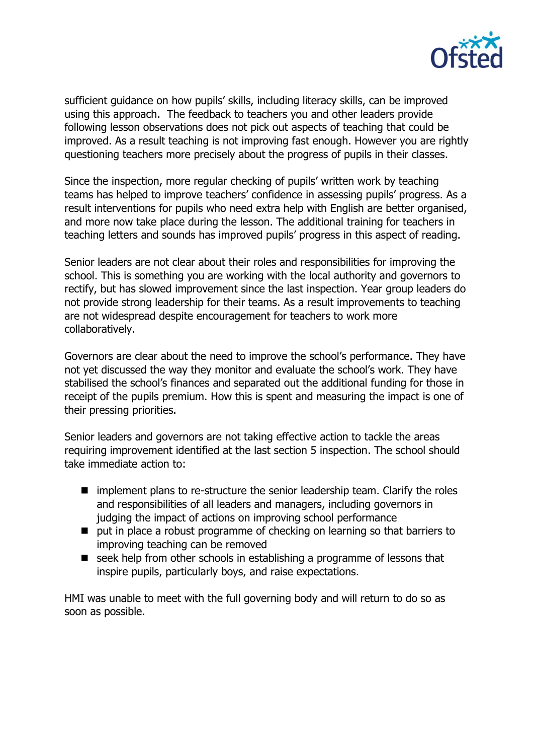sufficient guidance on how pupils' skills, including literacy skills, can be improved using this approach. The feedback to teachers you and other leaders provide following lesson observations does not pick out aspects of teaching that could be improved. As a result teaching is not improving fast enough. However you are rightly questioning teachers more precisely about the progress of pupils in their classes.

Since the inspection, more regular checking of pupils' written work by teaching teams has helped to improve teachers' confidence in assessing pupils' progress. As a result interventions for pupils who need extra help with English are better organised, and more now take place during the lesson. The additional training for teachers in teaching letters and sounds has improved pupils' progress in this aspect of reading.

Senior leaders are not clear about their roles and responsibilities for improving the school. This is something you are working with the local authority and governors to rectify, but has slowed improvement since the last inspection. Year group leaders do not provide strong leadership for their teams. As a result improvements to teaching are not widespread despite encouragement for teachers to work more collaboratively.

Governors are clear about the need to improve the school's performance. They have not yet discussed the way they monitor and evaluate the school's work. They have stabilised the school's finances and separated out the additional funding for those in receipt of the pupils premium. How this is spent and measuring the impact is one of their pressing priorities.

Senior leaders and governors are not taking effective action to tackle the areas requiring improvement identified at the last section 5 inspection. The school should take immediate action to:

- implement plans to re-structure the senior leadership team. Clarify the roles and responsibilities of all leaders and managers, including governors in judging the impact of actions on improving school performance
- put in place a robust programme of checking on learning so that barriers to improving teaching can be removed
- seek help from other schools in establishing a programme of lessons that inspire pupils, particularly boys, and raise expectations.

HMI was unable to meet with the full governing body and will return to do so as soon as possible.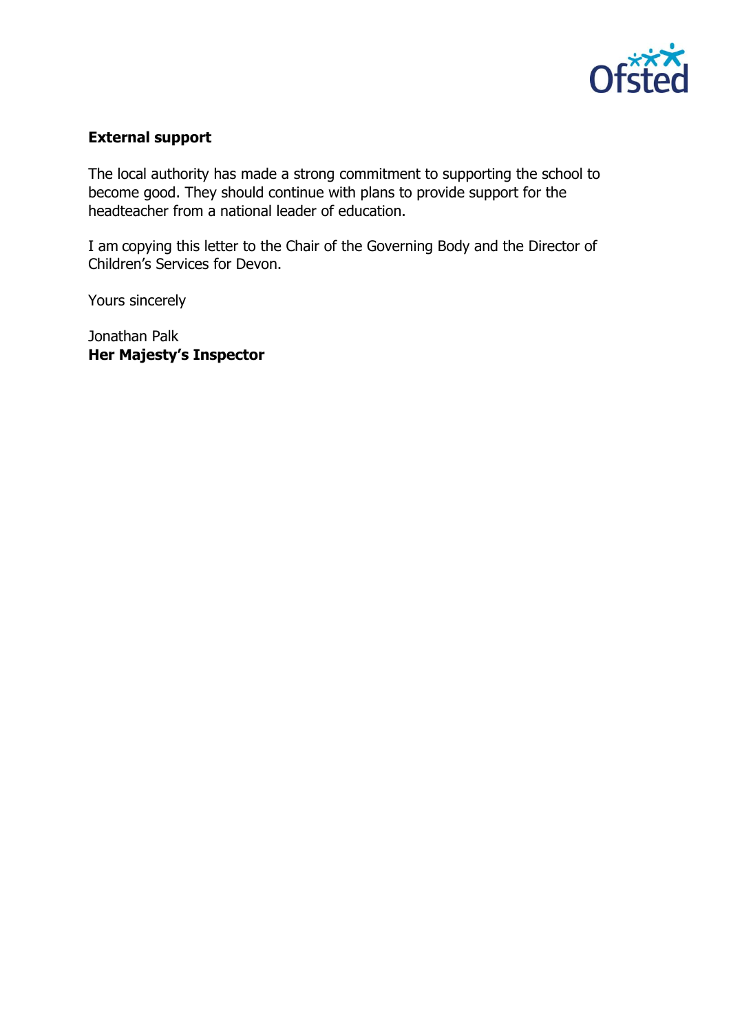### External support

The local authority has made a strong commitment to supporting the school to become good. They should continue with plans to provide support for the headteacher from a national leader of education.

I am copying this letter to the Chair of the Governing Body and the Director of Children's Services for Devon.

Yours sincerely

Jonathan Palk
**Her Majesty's Inspector**